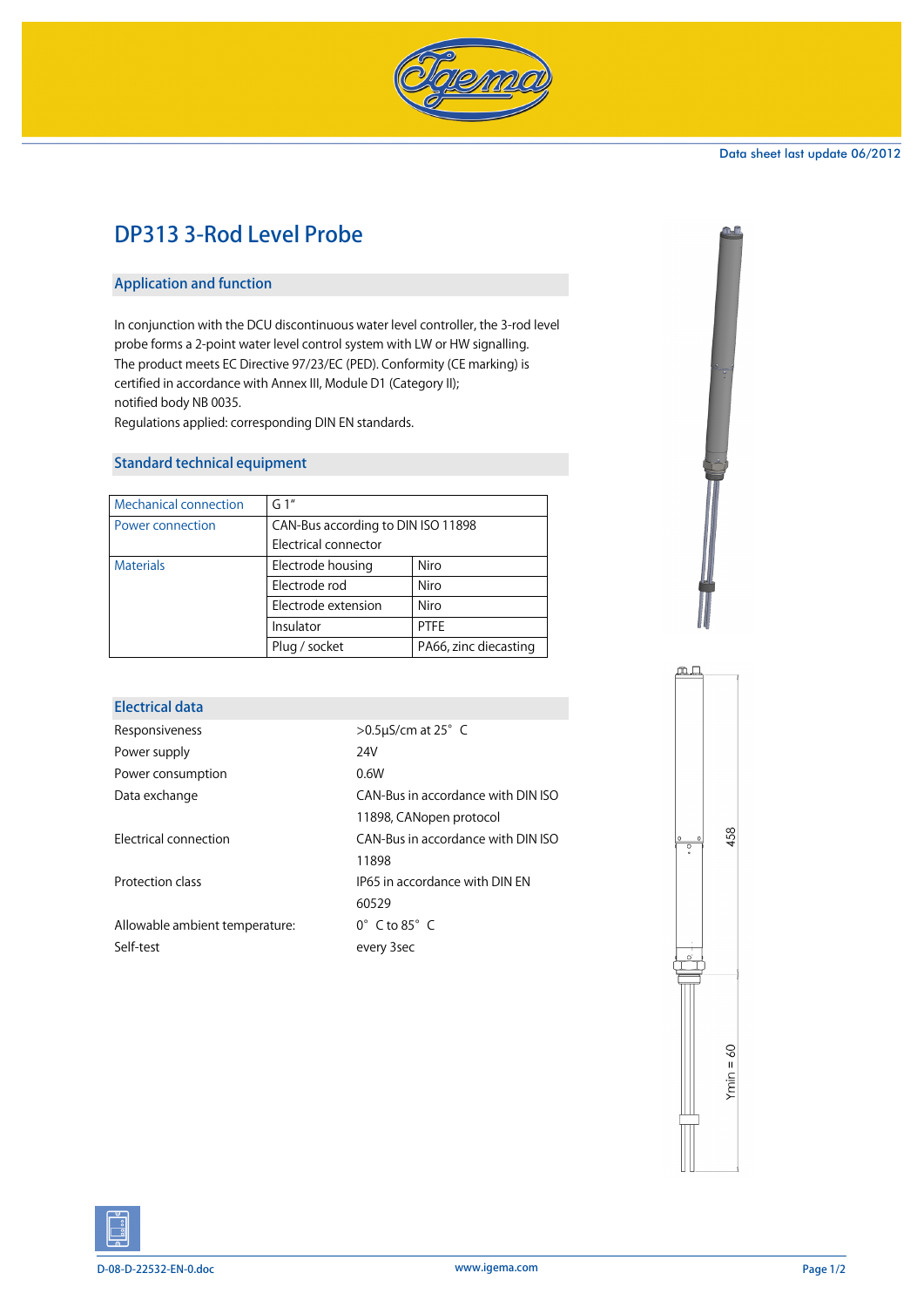Data sheet last update 06/2012

# DP313 3-Rod Level Probe

## Application and function

In conjunction with the DCU discontinuous water level controller, the 3-rod level probe forms a 2-point water level control system with LW or HW signalling.
The product meets EC Directive 97/23/EC (PED). Conformity (CE marking) is certified in accordance with Annex III, Module D1 (Category II);
notified body NB 0035.
Regulations applied: corresponding DIN EN standards.

## Standard technical equipment

| Mechanical connection | G 1" | |
|---|---|---|
| Power connection | CAN-Bus according to DIN ISO 11898<br>Electrical connector | |
| Materials | Electrode housing | Niro |
| | Electrode rod | Niro |
| | Electrode extension | Niro |
| | Insulator | PTFE |
| | Plug / socket | PA66, zinc diecasting |

## Electrical data

| | |
|---|---|
| Responsiveness | >0.5µS/cm at 25° C |
| Power supply | 24V |
| Power consumption | 0.6W |
| Data exchange | CAN-Bus in accordance with DIN ISO 11898, CANopen protocol |
| Electrical connection | CAN-Bus in accordance with DIN ISO 11898 |
| Protection class | IP65 in accordance with DIN EN 60529 |
| Allowable ambient temperature: | 0° C to 85° C |
| Self-test | every 3sec |

458

Ymin = 60

D-08-D-22532-EN-0.doc www.igema.com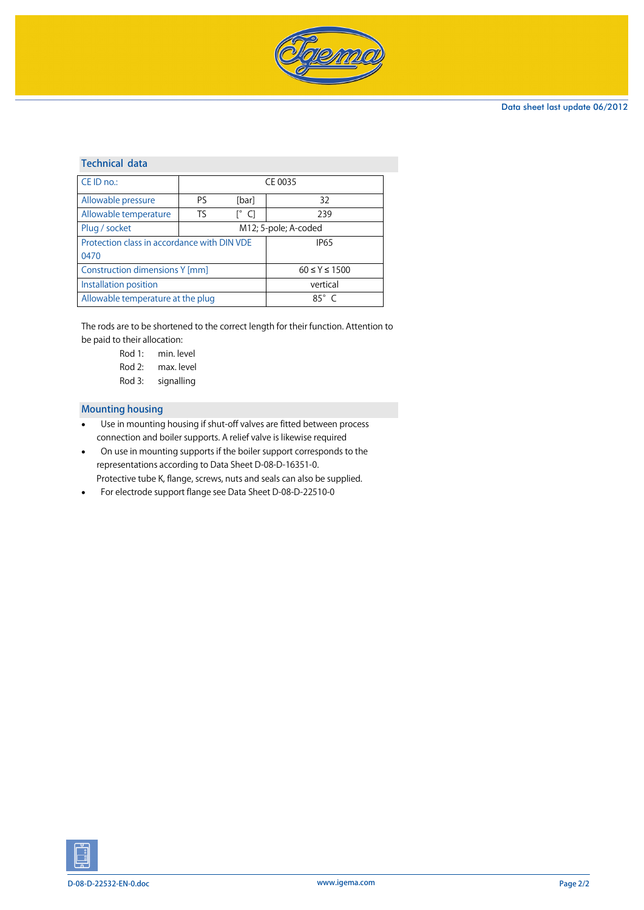Data sheet last update 06/2012

## Technical data

| | | | |
|---|---|---|---|
| CE ID no.: | CE 0035 | | |
| Allowable pressure | PS | [bar] | 32 |
| Allowable temperature | TS | [° C] | 239 |
| Plug / socket | M12; 5-pole; A-coded | | |
| Protection class in accordance with DIN VDE 0470 | | | IP65 |
| Construction dimensions Y [mm] | | | 60 ≤ Y ≤ 1500 |
| Installation position | | | vertical |
| Allowable temperature at the plug | | | 85° C |

The rods are to be shortened to the correct length for their function. Attention to be paid to their allocation:

Rod 1: min. level
Rod 2: max. level
Rod 3: signalling

## Mounting housing

- Use in mounting housing if shut-off valves are fitted between process connection and boiler supports. A relief valve is likewise required
- On use in mounting supports if the boiler support corresponds to the representations according to Data Sheet D-08-D-16351-0.
  Protective tube K, flange, screws, nuts and seals can also be supplied.
- For electrode support flange see Data Sheet D-08-D-22510-0